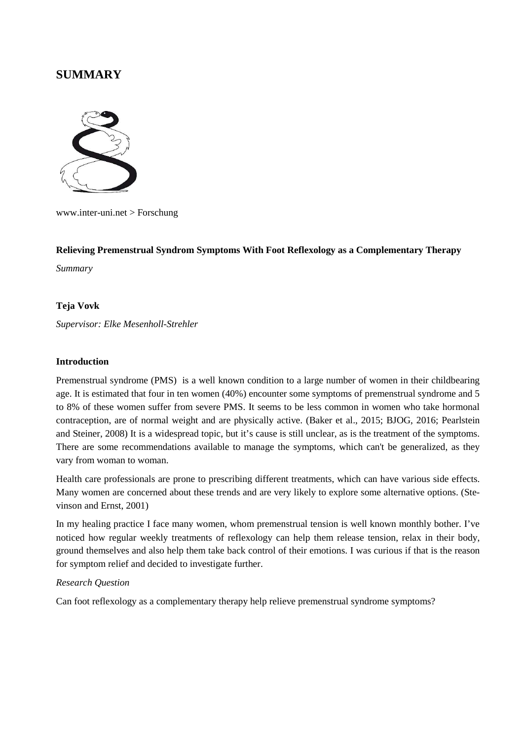# SUMMARY

www.inter-uni.net > Forschung

**Relieving Premenstrual Syndrom Symptoms With Foot Reflexology as a Complementary Therapy**

*Summary*

**Teja Vovk**

*Supervisor: Elke Mesenholl-Strehler*

## Introduction

Premenstrual syndrome (PMS) is a well known condition to a large number of women in their childbearing age. It is estimated that four in ten women (40%) encounter some symptoms of premenstrual syndrome and 5 to 8% of these women suffer from severe PMS. It seems to be less common in women who take hormonal contraception, are of normal weight and are physically active. (Baker et al., 2015; BJOG, 2016; Pearlstein and Steiner, 2008) It is a widespread topic, but it's cause is still unclear, as is the treatment of the symptoms. There are some recommendations available to manage the symptoms, which can't be generalized, as they vary from woman to woman.

Health care professionals are prone to prescribing different treatments, which can have various side effects. Many women are concerned about these trends and are very likely to explore some alternative options. (Stevinson and Ernst, 2001)

In my healing practice I face many women, whom premenstrual tension is well known monthly bother. I've noticed how regular weekly treatments of reflexology can help them release tension, relax in their body, ground themselves and also help them take back control of their emotions. I was curious if that is the reason for symptom relief and decided to investigate further.

*Research Question*

Can foot reflexology as a complementary therapy help relieve premenstrual syndrome symptoms?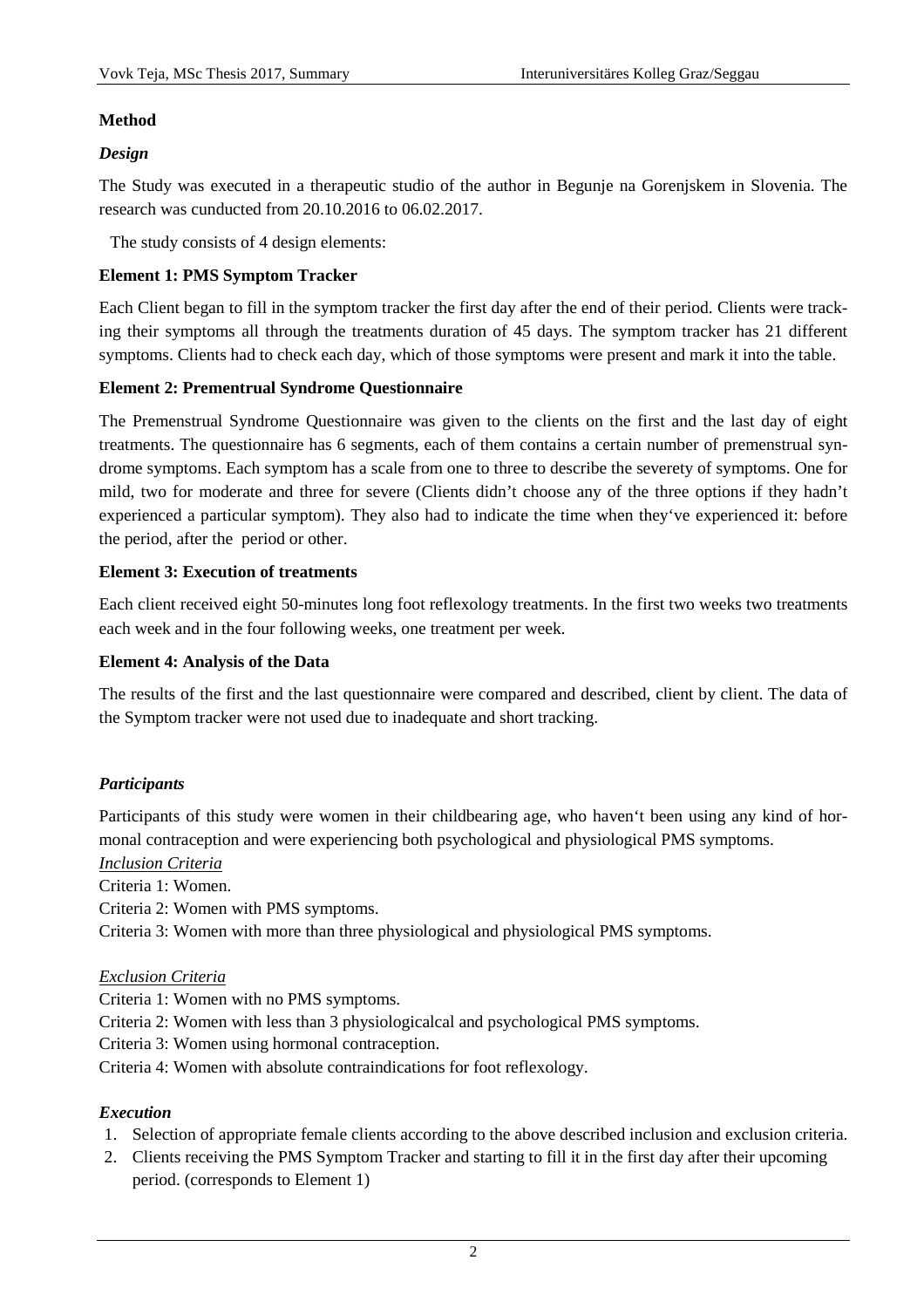**Method**

***Design***

The Study was executed in a therapeutic studio of the author in Begunje na Gorenjskem in Slovenia. The research was cunducted from 20.10.2016 to 06.02.2017.

The study consists of 4 design elements:

**Element 1: PMS Symptom Tracker**

Each Client began to fill in the symptom tracker the first day after the end of their period. Clients were tracking their symptoms all through the treatments duration of 45 days. The symptom tracker has 21 different symptoms. Clients had to check each day, which of those symptoms were present and mark it into the table.

**Element 2: Prementrual Syndrome Questionnaire**

The Premenstrual Syndrome Questionnaire was given to the clients on the first and the last day of eight treatments. The questionnaire has 6 segments, each of them contains a certain number of premenstrual syndrome symptoms. Each symptom has a scale from one to three to describe the severety of symptoms. One for mild, two for moderate and three for severe (Clients didn't choose any of the three options if they hadn't experienced a particular symptom). They also had to indicate the time when they've experienced it: before the period, after the period or other.

**Element 3: Execution of treatments**

Each client received eight 50-minutes long foot reflexology treatments. In the first two weeks two treatments each week and in the four following weeks, one treatment per week.

**Element 4: Analysis of the Data**

The results of the first and the last questionnaire were compared and described, client by client. The data of the Symptom tracker were not used due to inadequate and short tracking.

***Participants***

Participants of this study were women in their childbearing age, who haven't been using any kind of hormonal contraception and were experiencing both psychological and physiological PMS symptoms.

<u>*Inclusion Criteria*</u>

Criteria 1: Women.
Criteria 2: Women with PMS symptoms.
Criteria 3: Women with more than three physiological and physiological PMS symptoms.

<u>*Exclusion Criteria*</u>

Criteria 1: Women with no PMS symptoms.
Criteria 2: Women with less than 3 physiologicalcal and psychological PMS symptoms.
Criteria 3: Women using hormonal contraception.
Criteria 4: Women with absolute contraindications for foot reflexology.

***Execution***

1. Selection of appropriate female clients according to the above described inclusion and exclusion criteria.
2. Clients receiving the PMS Symptom Tracker and starting to fill it in the first day after their upcoming period. (corresponds to Element 1)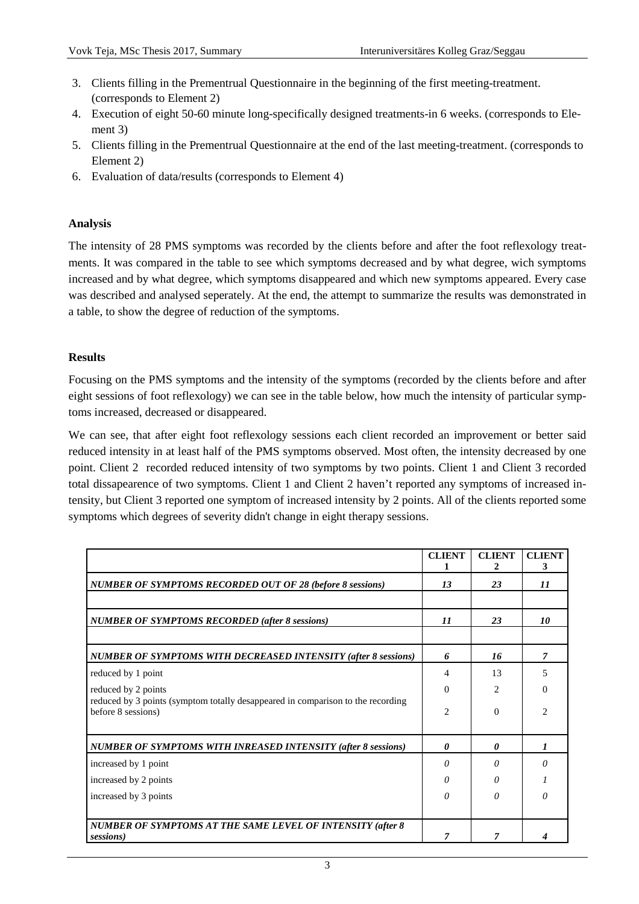3. Clients filling in the Prementrual Questionnaire in the beginning of the first meeting-treatment. (corresponds to Element 2)
4. Execution of eight 50-60 minute long-specifically designed treatments-in 6 weeks. (corresponds to Element 3)
5. Clients filling in the Prementrual Questionnaire at the end of the last meeting-treatment. (corresponds to Element 2)
6. Evaluation of data/results (corresponds to Element 4)

## Analysis

The intensity of 28 PMS symptoms was recorded by the clients before and after the foot reflexology treatments. It was compared in the table to see which symptoms decreased and by what degree, wich symptoms increased and by what degree, which symptoms disappeared and which new symptoms appeared. Every case was described and analysed seperately. At the end, the attempt to summarize the results was demonstrated in a table, to show the degree of reduction of the symptoms.

## Results

Focusing on the PMS symptoms and the intensity of the symptoms (recorded by the clients before and after eight sessions of foot reflexology) we can see in the table below, how much the intensity of particular symptoms increased, decreased or disappeared.

We can see, that after eight foot reflexology sessions each client recorded an improvement or better said reduced intensity in at least half of the PMS symptoms observed. Most often, the intensity decreased by one point. Client 2 recorded reduced intensity of two symptoms by two points. Client 1 and Client 3 recorded total dissapearence of two symptoms. Client 1 and Client 2 haven't reported any symptoms of increased intensity, but Client 3 reported one symptom of increased intensity by 2 points. All of the clients reported some symptoms which degrees of severity didn't change in eight therapy sessions.

| | CLIENT 1 | CLIENT 2 | CLIENT 3 |
|---|---|---|---|
| ***NUMBER OF SYMPTOMS RECORDED OUT OF 28 (before 8 sessions)*** | ***13*** | ***23*** | ***11*** |
| | | | |
| ***NUMBER OF SYMPTOMS RECORDED (after 8 sessions)*** | ***11*** | ***23*** | ***10*** |
| | | | |
| ***NUMBER OF SYMPTOMS WITH DECREASED INTENSITY (after 8 sessions)*** | ***6*** | ***16*** | ***7*** |
| reduced by 1 point | 4 | 13 | 5 |
| reduced by 2 points | 0 | 2 | 0 |
| reduced by 3 points (symptom totally desappeared in comparison to the recording before 8 sessions) | 2 | 0 | 2 |
| ***NUMBER OF SYMPTOMS WITH INREASED INTENSITY (after 8 sessions)*** | ***0*** | ***0*** | ***1*** |
| increased by 1 point | *0* | *0* | *0* |
| increased by 2 points | *0* | *0* | *1* |
| increased by 3 points | *0* | *0* | *0* |
| ***NUMBER OF SYMPTOMS AT THE SAME LEVEL OF INTENSITY (after 8 sessions)*** | ***7*** | ***7*** | ***4*** |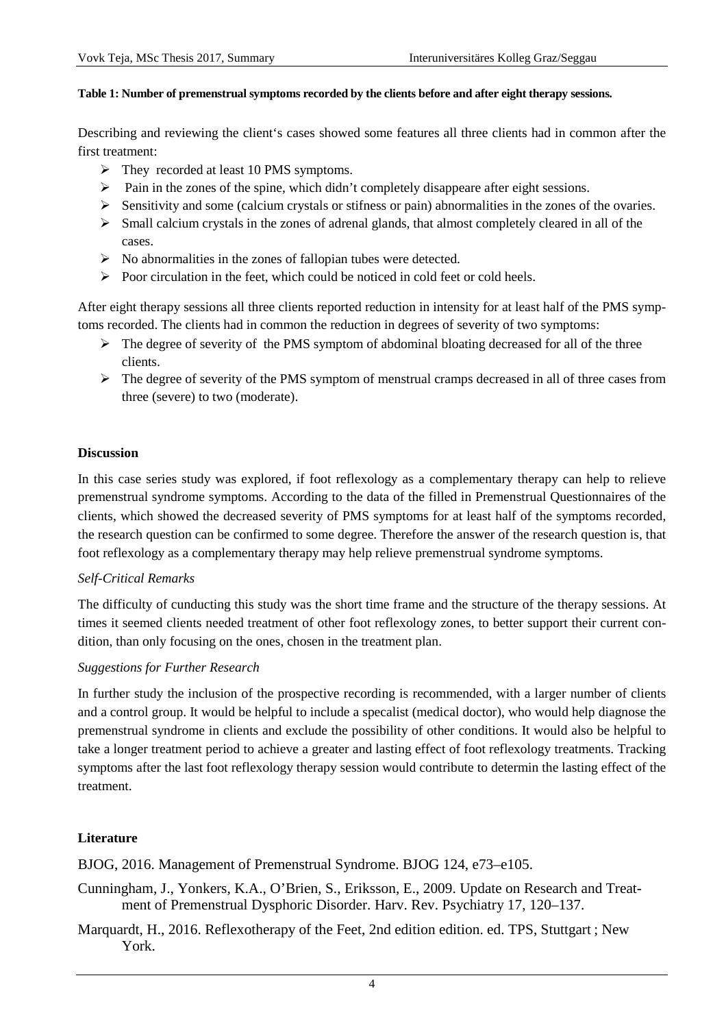**Table 1: Number of premenstrual symptoms recorded by the clients before and after eight therapy sessions.**

Describing and reviewing the client's cases showed some features all three clients had in common after the first treatment:

- They recorded at least 10 PMS symptoms.
- Pain in the zones of the spine, which didn't completely disappeare after eight sessions.
- Sensitivity and some (calcium crystals or stifness or pain) abnormalities in the zones of the ovaries.
- Small calcium crystals in the zones of adrenal glands, that almost completely cleared in all of the cases.
- No abnormalities in the zones of fallopian tubes were detected.
- Poor circulation in the feet, which could be noticed in cold feet or cold heels.

After eight therapy sessions all three clients reported reduction in intensity for at least half of the PMS symptoms recorded. The clients had in common the reduction in degrees of severity of two symptoms:

- The degree of severity of the PMS symptom of abdominal bloating decreased for all of the three clients.
- The degree of severity of the PMS symptom of menstrual cramps decreased in all of three cases from three (severe) to two (moderate).

## Discussion

In this case series study was explored, if foot reflexology as a complementary therapy can help to relieve premenstrual syndrome symptoms. According to the data of the filled in Premenstrual Questionnaires of the clients, which showed the decreased severity of PMS symptoms for at least half of the symptoms recorded, the research question can be confirmed to some degree. Therefore the answer of the research question is, that foot reflexology as a complementary therapy may help relieve premenstrual syndrome symptoms.

### *Self-Critical Remarks*

The difficulty of cunducting this study was the short time frame and the structure of the therapy sessions. At times it seemed clients needed treatment of other foot reflexology zones, to better support their current condition, than only focusing on the ones, chosen in the treatment plan.

### *Suggestions for Further Research*

In further study the inclusion of the prospective recording is recommended, with a larger number of clients and a control group. It would be helpful to include a specalist (medical doctor), who would help diagnose the premenstrual syndrome in clients and exclude the possibility of other conditions. It would also be helpful to take a longer treatment period to achieve a greater and lasting effect of foot reflexology treatments. Tracking symptoms after the last foot reflexology therapy session would contribute to determin the lasting effect of the treatment.

## Literature

BJOG, 2016. Management of Premenstrual Syndrome. BJOG 124, e73–e105.

Cunningham, J., Yonkers, K.A., O'Brien, S., Eriksson, E., 2009. Update on Research and Treatment of Premenstrual Dysphoric Disorder. Harv. Rev. Psychiatry 17, 120–137.

Marquardt, H., 2016. Reflexotherapy of the Feet, 2nd edition edition. ed. TPS, Stuttgart ; New York.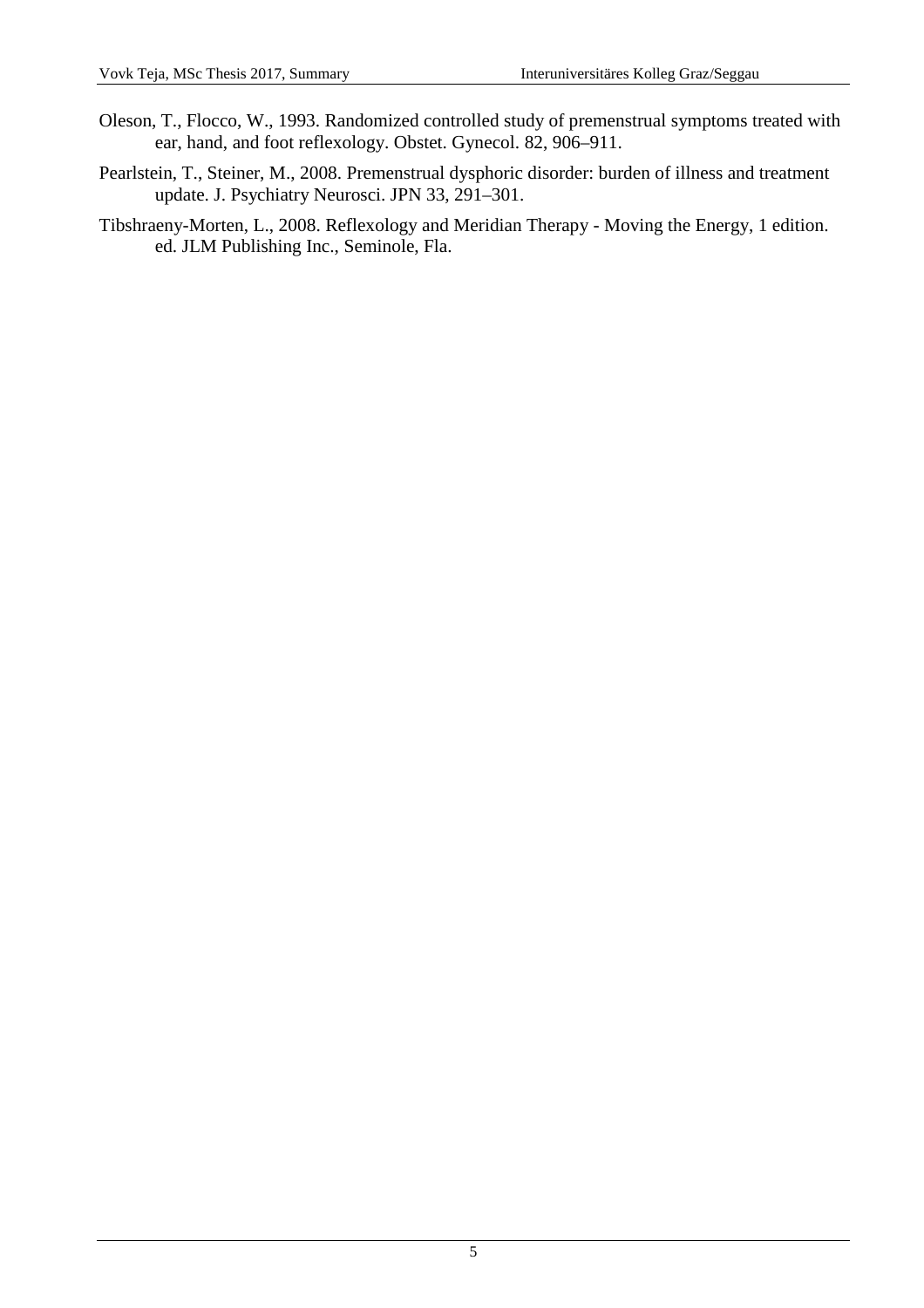Oleson, T., Flocco, W., 1993. Randomized controlled study of premenstrual symptoms treated with ear, hand, and foot reflexology. Obstet. Gynecol. 82, 906–911.

Pearlstein, T., Steiner, M., 2008. Premenstrual dysphoric disorder: burden of illness and treatment update. J. Psychiatry Neurosci. JPN 33, 291–301.

Tibshraeny-Morten, L., 2008. Reflexology and Meridian Therapy - Moving the Energy, 1 edition. ed. JLM Publishing Inc., Seminole, Fla.